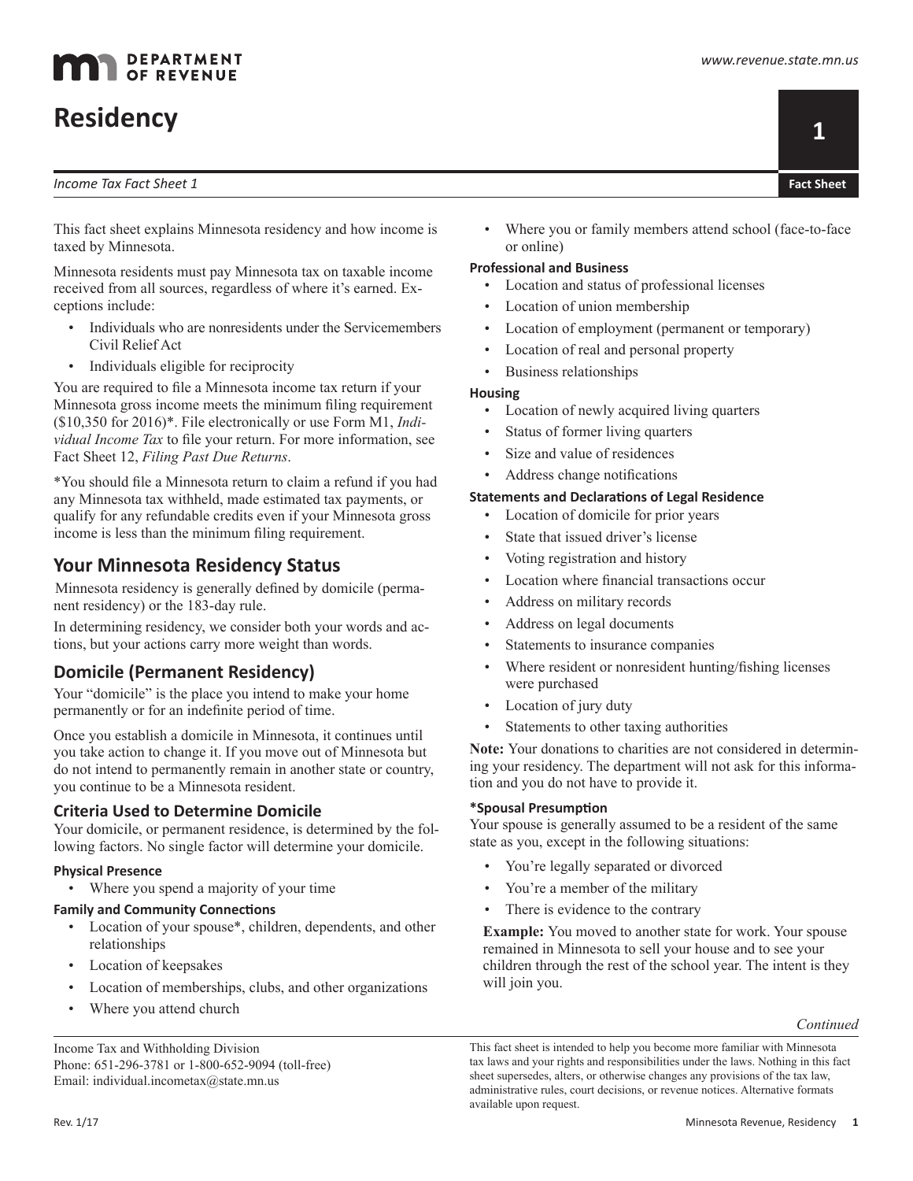# Residency

*Income Tax Fact Sheet 1*

This fact sheet explains Minnesota residency and how income is taxed by Minnesota.

Minnesota residents must pay Minnesota tax on taxable income received from all sources, regardless of where it's earned. Exceptions include:

- Individuals who are nonresidents under the Servicemembers Civil Relief Act
- Individuals eligible for reciprocity

You are required to file a Minnesota income tax return if your Minnesota gross income meets the minimum filing requirement ($10,350 for 2016)*. File electronically or use Form M1, *Individual Income Tax* to file your return. For more information, see Fact Sheet 12, *Filing Past Due Returns*.

*You should file a Minnesota return to claim a refund if you had any Minnesota tax withheld, made estimated tax payments, or qualify for any refundable credits even if your Minnesota gross income is less than the minimum filing requirement.

## Your Minnesota Residency Status

Minnesota residency is generally defined by domicile (permanent residency) or the 183-day rule.

In determining residency, we consider both your words and actions, but your actions carry more weight than words.

## Domicile (Permanent Residency)

Your "domicile" is the place you intend to make your home permanently or for an indefinite period of time.

Once you establish a domicile in Minnesota, it continues until you take action to change it. If you move out of Minnesota but do not intend to permanently remain in another state or country, you continue to be a Minnesota resident.

### Criteria Used to Determine Domicile

Your domicile, or permanent residence, is determined by the following factors. No single factor will determine your domicile.

#### Physical Presence

- Where you spend a majority of your time

#### Family and Community Connections

- Location of your spouse*, children, dependents, and other relationships
- Location of keepsakes
- Location of memberships, clubs, and other organizations
- Where you attend church
- Where you or family members attend school (face-to-face or online)

#### Professional and Business

- Location and status of professional licenses
- Location of union membership
- Location of employment (permanent or temporary)
- Location of real and personal property
- Business relationships

#### Housing

- Location of newly acquired living quarters
- Status of former living quarters
- Size and value of residences
- Address change notifications

#### Statements and Declarations of Legal Residence

- Location of domicile for prior years
- State that issued driver's license
- Voting registration and history
- Location where financial transactions occur
- Address on military records
- Address on legal documents
- Statements to insurance companies
- Where resident or nonresident hunting/fishing licenses were purchased
- Location of jury duty
- Statements to other taxing authorities

**Note:** Your donations to charities are not considered in determining your residency. The department will not ask for this information and you do not have to provide it.

#### *Spousal Presumption

Your spouse is generally assumed to be a resident of the same state as you, except in the following situations:

- You're legally separated or divorced
- You're a member of the military
- There is evidence to the contrary

**Example:** You moved to another state for work. Your spouse remained in Minnesota to sell your house and to see your children through the rest of the school year. The intent is they will join you.

*Continued*

Income Tax and Withholding Division
Phone: 651-296-3781 or 1-800-652-9094 (toll-free)
Email: individual.incometax@state.mn.us

This fact sheet is intended to help you become more familiar with Minnesota tax laws and your rights and responsibilities under the laws. Nothing in this fact sheet supersedes, alters, or otherwise changes any provisions of the tax law, administrative rules, court decisions, or revenue notices. Alternative formats available upon request.

Rev. 1/17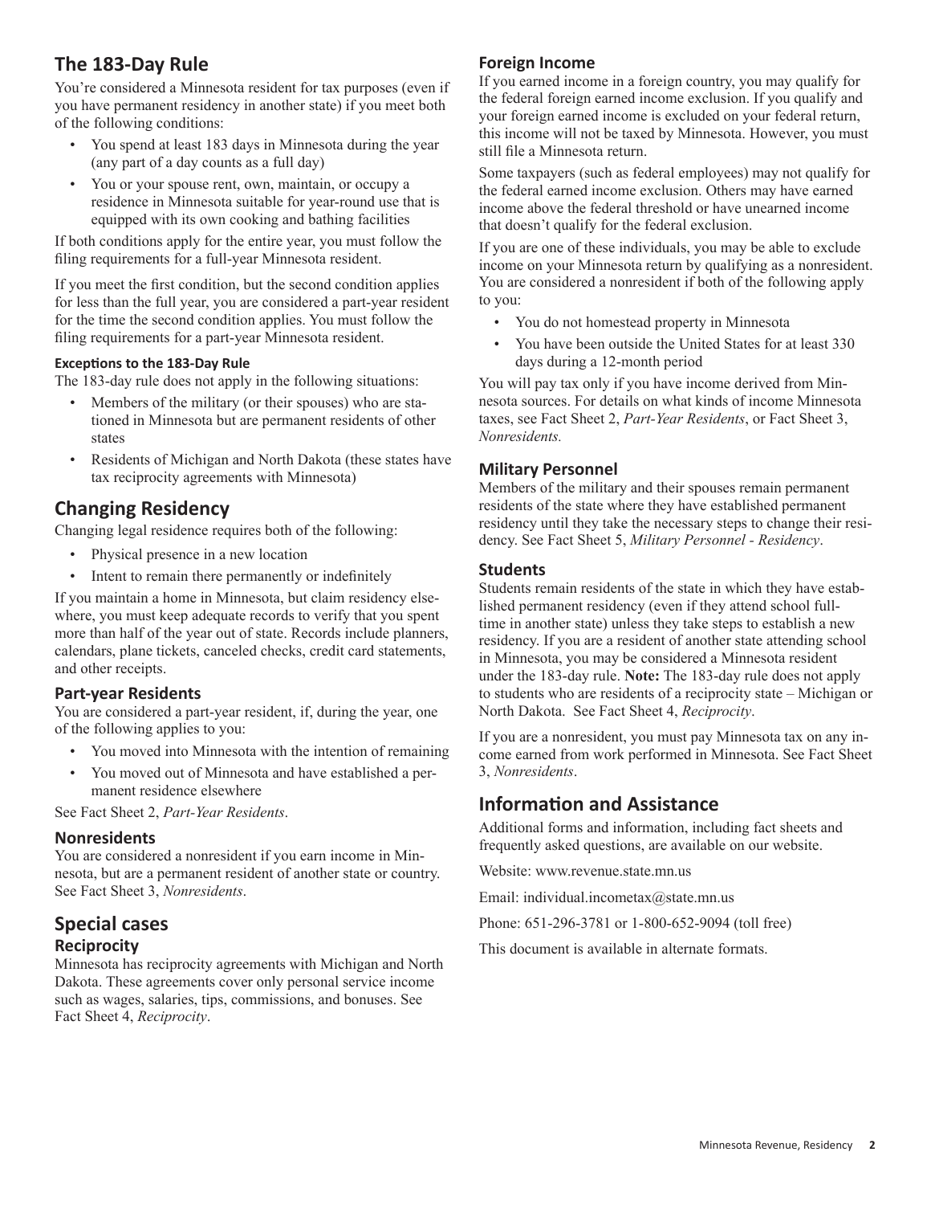## The 183-Day Rule

You're considered a Minnesota resident for tax purposes (even if you have permanent residency in another state) if you meet both of the following conditions:

- You spend at least 183 days in Minnesota during the year (any part of a day counts as a full day)
- You or your spouse rent, own, maintain, or occupy a residence in Minnesota suitable for year-round use that is equipped with its own cooking and bathing facilities

If both conditions apply for the entire year, you must follow the filing requirements for a full-year Minnesota resident.

If you meet the first condition, but the second condition applies for less than the full year, you are considered a part-year resident for the time the second condition applies. You must follow the filing requirements for a part-year Minnesota resident.

#### Exceptions to the 183-Day Rule

The 183-day rule does not apply in the following situations:

- Members of the military (or their spouses) who are stationed in Minnesota but are permanent residents of other states
- Residents of Michigan and North Dakota (these states have tax reciprocity agreements with Minnesota)

## Changing Residency

Changing legal residence requires both of the following:

- Physical presence in a new location
- Intent to remain there permanently or indefinitely

If you maintain a home in Minnesota, but claim residency elsewhere, you must keep adequate records to verify that you spent more than half of the year out of state. Records include planners, calendars, plane tickets, canceled checks, credit card statements, and other receipts.

### Part-year Residents

You are considered a part-year resident, if, during the year, one of the following applies to you:

- You moved into Minnesota with the intention of remaining
- You moved out of Minnesota and have established a permanent residence elsewhere

See Fact Sheet 2, *Part-Year Residents*.

### Nonresidents

You are considered a nonresident if you earn income in Minnesota, but are a permanent resident of another state or country. See Fact Sheet 3, *Nonresidents*.

## Special cases

### Reciprocity

Minnesota has reciprocity agreements with Michigan and North Dakota. These agreements cover only personal service income such as wages, salaries, tips, commissions, and bonuses. See Fact Sheet 4, *Reciprocity*.

### Foreign Income

If you earned income in a foreign country, you may qualify for the federal foreign earned income exclusion. If you qualify and your foreign earned income is excluded on your federal return, this income will not be taxed by Minnesota. However, you must still file a Minnesota return.

Some taxpayers (such as federal employees) may not qualify for the federal earned income exclusion. Others may have earned income above the federal threshold or have unearned income that doesn't qualify for the federal exclusion.

If you are one of these individuals, you may be able to exclude income on your Minnesota return by qualifying as a nonresident. You are considered a nonresident if both of the following apply to you:

- You do not homestead property in Minnesota
- You have been outside the United States for at least 330 days during a 12-month period

You will pay tax only if you have income derived from Minnesota sources. For details on what kinds of income Minnesota taxes, see Fact Sheet 2, *Part-Year Residents*, or Fact Sheet 3, *Nonresidents.*

### Military Personnel

Members of the military and their spouses remain permanent residents of the state where they have established permanent residency until they take the necessary steps to change their residency. See Fact Sheet 5, *Military Personnel - Residency*.

### Students

Students remain residents of the state in which they have established permanent residency (even if they attend school full-time in another state) unless they take steps to establish a new residency. If you are a resident of another state attending school in Minnesota, you may be considered a Minnesota resident under the 183-day rule. **Note:** The 183-day rule does not apply to students who are residents of a reciprocity state – Michigan or North Dakota. See Fact Sheet 4, *Reciprocity*.

If you are a nonresident, you must pay Minnesota tax on any income earned from work performed in Minnesota. See Fact Sheet 3, *Nonresidents*.

## Information and Assistance

Additional forms and information, including fact sheets and frequently asked questions, are available on our website.

Website: www.revenue.state.mn.us

Email: individual.incometax@state.mn.us

Phone: 651-296-3781 or 1-800-652-9094 (toll free)

This document is available in alternate formats.